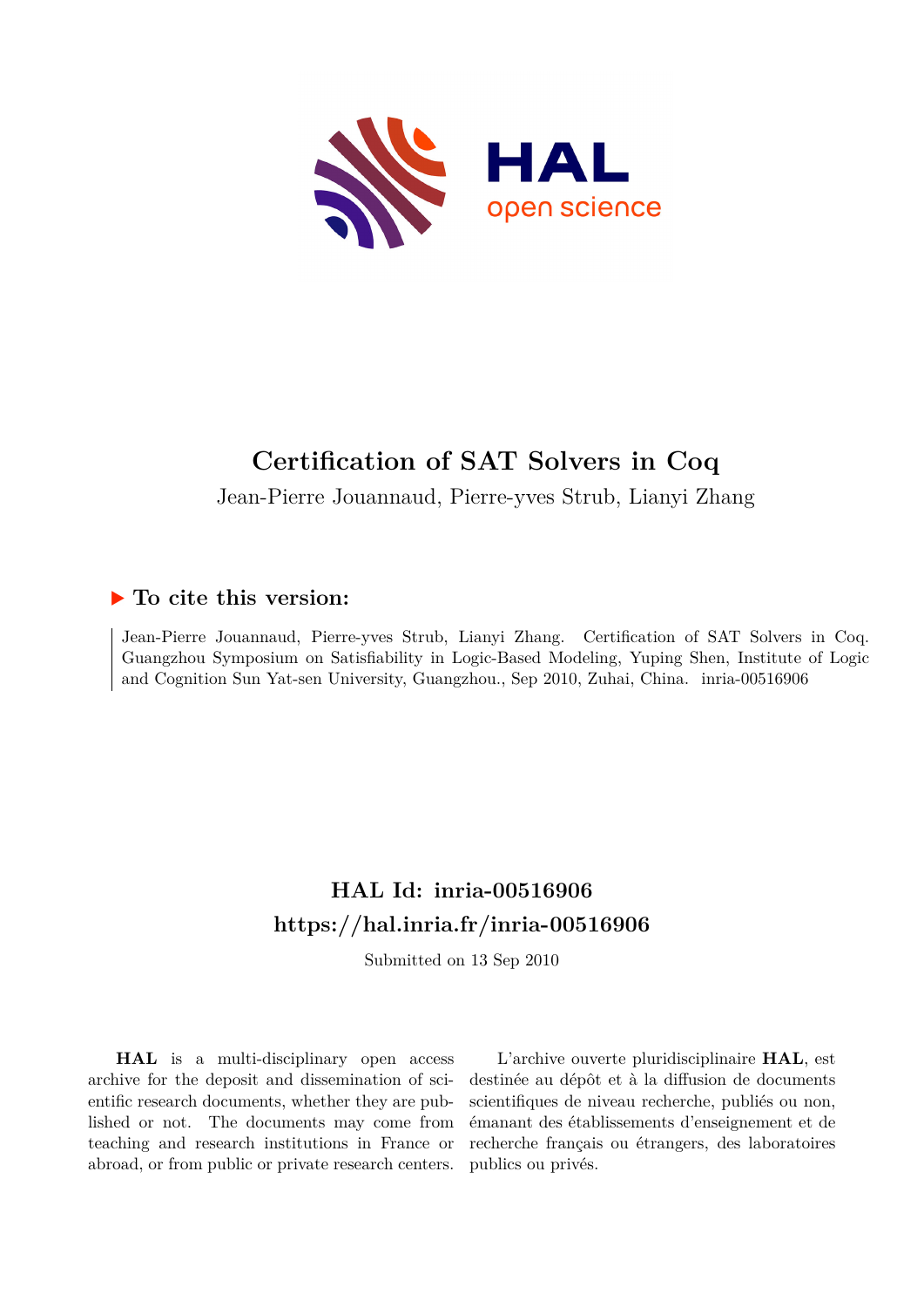# Certification of SAT Solvers in Coq

Jean-Pierre Jouannaud, Pierre-yves Strub, Lianyi Zhang

## ▶ To cite this version:

Jean-Pierre Jouannaud, Pierre-yves Strub, Lianyi Zhang. Certification of SAT Solvers in Coq. Guangzhou Symposium on Satisfiability in Logic-Based Modeling, Yuping Shen, Institute of Logic and Cognition Sun Yat-sen University, Guangzhou., Sep 2010, Zuhai, China. inria-00516906

## HAL Id: inria-00516906
## https://hal.inria.fr/inria-00516906

Submitted on 13 Sep 2010

**HAL** is a multi-disciplinary open access archive for the deposit and dissemination of scientific research documents, whether they are published or not. The documents may come from teaching and research institutions in France or abroad, or from public or private research centers.

L'archive ouverte pluridisciplinaire **HAL**, est destinée au dépôt et à la diffusion de documents scientifiques de niveau recherche, publiés ou non, émanant des établissements d'enseignement et de recherche français ou étrangers, des laboratoires publics ou privés.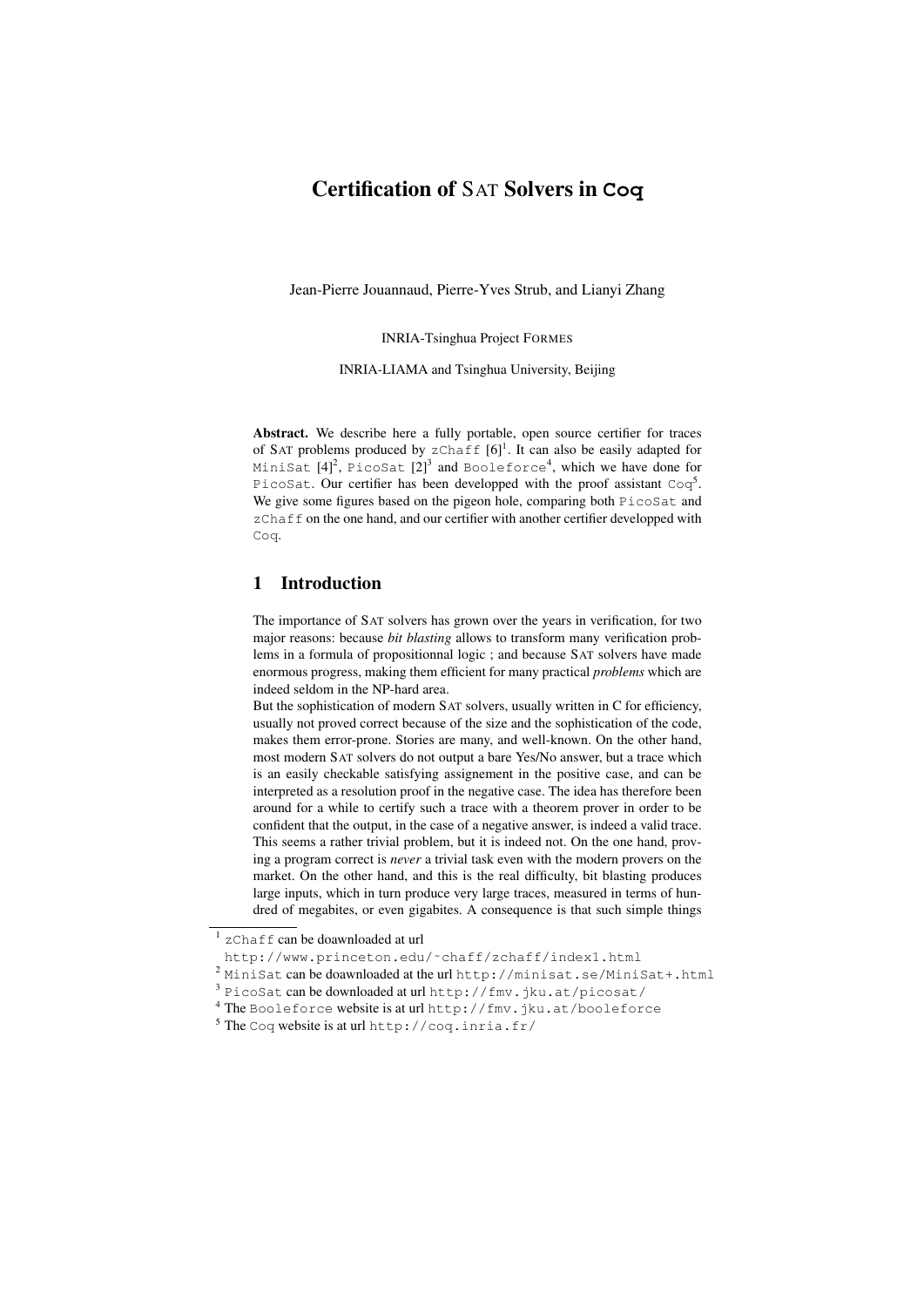# Certification of SAT Solvers in Coq

Jean-Pierre Jouannaud, Pierre-Yves Strub, and Lianyi Zhang

INRIA-Tsinghua Project FORMES

INRIA-LIAMA and Tsinghua University, Beijing

**Abstract.** We describe here a fully portable, open source certifier for traces of SAT problems produced by zChaff [6][1]. It can also be easily adapted for MiniSat [4][2], PicoSat [2][3] and Booleforce[4], which we have done for PicoSat. Our certifier has been developped with the proof assistant Coq[5]. We give some figures based on the pigeon hole, comparing both PicoSat and zChaff on the one hand, and our certifier with another certifier developped with Coq.

## 1 Introduction

The importance of SAT solvers has grown over the years in verification, for two major reasons: because *bit blasting* allows to transform many verification problems in a formula of propositionnal logic ; and because SAT solvers have made enormous progress, making them efficient for many practical *problems* which are indeed seldom in the NP-hard area.

But the sophistication of modern SAT solvers, usually written in C for efficiency, usually not proved correct because of the size and the sophistication of the code, makes them error-prone. Stories are many, and well-known. On the other hand, most modern SAT solvers do not output a bare Yes/No answer, but a trace which is an easily checkable satisfying assignement in the positive case, and can be interpreted as a resolution proof in the negative case. The idea has therefore been around for a while to certify such a trace with a theorem prover in order to be confident that the output, in the case of a negative answer, is indeed a valid trace. This seems a rather trivial problem, but it is indeed not. On the one hand, proving a program correct is *never* a trivial task even with the modern provers on the market. On the other hand, and this is the real difficulty, bit blasting produces large inputs, which in turn produce very large traces, measured in terms of hundred of megabites, or even gigabites. A consequence is that such simple things

[1] zChaff can be doawnloaded at url http://www.princeton.edu/~chaff/zchaff/index1.html

[2] MiniSat can be doawnloaded at the url http://minisat.se/MiniSat+.html

[3] PicoSat can be downloaded at url http://fmv.jku.at/picosat/

[4] The Booleforce website is at url http://fmv.jku.at/booleforce

[5] The Coq website is at url http://coq.inria.fr/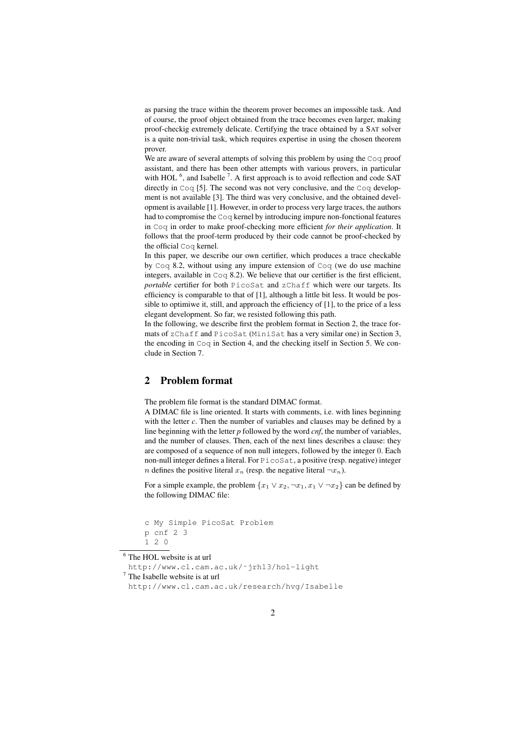as parsing the trace within the theorem prover becomes an impossible task. And of course, the proof object obtained from the trace becomes even larger, making proof-checkig extremely delicate. Certifying the trace obtained by a SAT solver is a quite non-trivial task, which requires expertise in using the chosen theorem prover.

We are aware of several attempts of solving this problem by using the Coq proof assistant, and there has been other attempts with various provers, in particular with HOL [6], and Isabelle [7]. A first approach is to avoid reflection and code SAT directly in Coq [5]. The second was not very conclusive, and the Coq development is not available [3]. The third was very conclusive, and the obtained development is available [1]. However, in order to process very large traces, the authors had to compromise the Coq kernel by introducing impure non-fonctional features in Coq in order to make proof-checking more efficient *for their application*. It follows that the proof-term produced by their code cannot be proof-checked by the official Coq kernel.

In this paper, we describe our own certifier, which produces a trace checkable by Coq 8.2, without using any impure extension of Coq (we do use machine integers, available in Coq 8.2). We believe that our certifier is the first efficient, *portable* certifier for both PicoSat and zChaff which were our targets. Its efficiency is comparable to that of [1], although a little bit less. It would be possible to optimiwe it, still, and approach the efficiency of [1], to the price of a less elegant development. So far, we resisted following this path.

In the following, we describe first the problem format in Section 2, the trace formats of zChaff and PicoSat (MiniSat has a very similar one) in Section 3, the encoding in Coq in Section 4, and the checking itself in Section 5. We conclude in Section 7.

## 2 Problem format

The problem file format is the standard DIMAC format.

A DIMAC file is line oriented. It starts with comments, i.e. with lines beginning with the letter *c*. Then the number of variables and clauses may be defined by a line beginning with the letter *p* followed by the word *cnf*, the number of variables, and the number of clauses. Then, each of the next lines describes a clause: they are composed of a sequence of non null integers, followed by the integer 0. Each non-null integer defines a literal. For PicoSat, a positive (resp. negative) integer $n$ defines the positive literal $x_n$ (resp. the negative literal $\neg x_n$).

For a simple example, the problem $\{x_1 \vee x_2, \neg x_1, x_1 \vee \neg x_2\}$ can be defined by the following DIMAC file:

```
c My Simple PicoSat Problem
p cnf 2 3
1 2 0
```

[6] The HOL website is at url http://www.cl.cam.ac.uk/~jrh13/hol-light

[7] The Isabelle website is at url http://www.cl.cam.ac.uk/research/hvg/Isabelle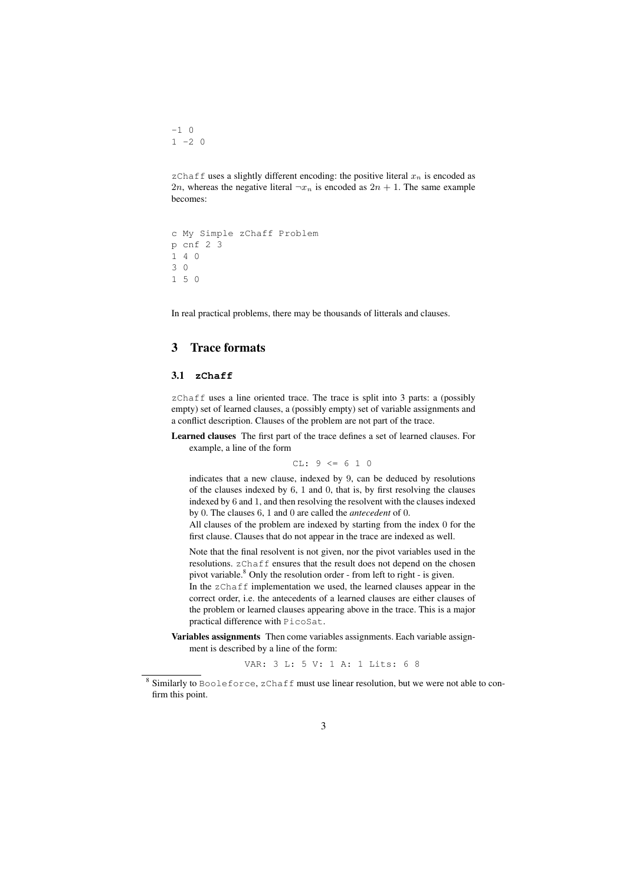```
-1 0
1 -2 0
```

zChaff uses a slightly different encoding: the positive literal $x_n$ is encoded as $2n$, whereas the negative literal $\neg x_n$ is encoded as $2n + 1$. The same example becomes:

```
c My Simple zChaff Problem
p cnf 2 3
1 4 0
3 0
1 5 0
```

In real practical problems, there may be thousands of litterals and clauses.

## 3 Trace formats

### 3.1 zChaff

zChaff uses a line oriented trace. The trace is split into 3 parts: a (possibly empty) set of learned clauses, a (possibly empty) set of variable assignments and a conflict description. Clauses of the problem are not part of the trace.

**Learned clauses** The first part of the trace defines a set of learned clauses. For example, a line of the form

```
CL: 9 <= 6 1 0
```

indicates that a new clause, indexed by 9, can be deduced by resolutions of the clauses indexed by 6, 1 and 0, that is, by first resolving the clauses indexed by 6 and 1, and then resolving the resolvent with the clauses indexed by 0. The clauses 6, 1 and 0 are called the *antecedent* of 0.

All clauses of the problem are indexed by starting from the index 0 for the first clause. Clauses that do not appear in the trace are indexed as well.

Note that the final resolvent is not given, nor the pivot variables used in the resolutions. zChaff ensures that the result does not depend on the chosen pivot variable.[8] Only the resolution order - from left to right - is given.

In the zChaff implementation we used, the learned clauses appear in the correct order, i.e. the antecedents of a learned clauses are either clauses of the problem or learned clauses appearing above in the trace. This is a major practical difference with PicoSat.

**Variables assignments** Then come variables assignments. Each variable assignment is described by a line of the form:

```
VAR: 3 L: 5 V: 1 A: 1 Lits: 6 8
```

[8] Similarly to Booleforce, zChaff must use linear resolution, but we were not able to confirm this point.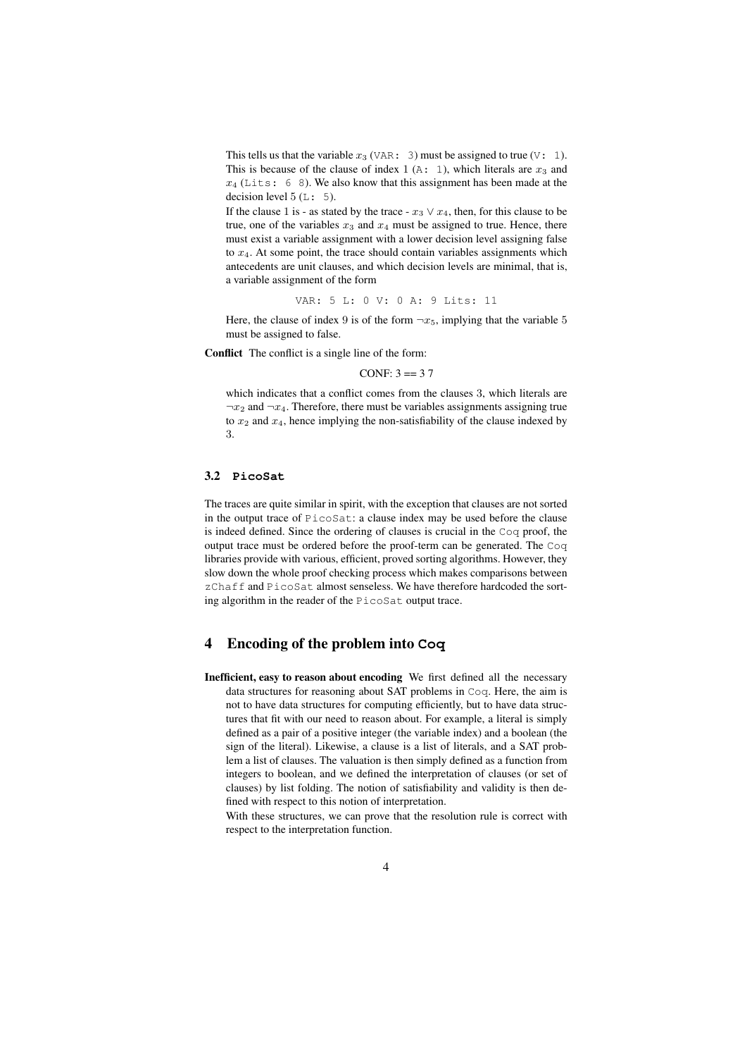This tells us that the variable $x_3$ (`VAR: 3`) must be assigned to true (`V: 1`). This is because of the clause of index 1 (`A: 1`), which literals are $x_3$ and $x_4$ (`Lits: 6 8`). We also know that this assignment has been made at the decision level 5 (`L: 5`).

If the clause 1 is - as stated by the trace - $x_3 \vee x_4$, then, for this clause to be true, one of the variables $x_3$ and $x_4$ must be assigned to true. Hence, there must exist a variable assignment with a lower decision level assigning false to $x_4$. At some point, the trace should contain variables assignments which antecedents are unit clauses, and which decision levels are minimal, that is, a variable assignment of the form

```
VAR: 5 L: 0 V: 0 A: 9 Lits: 11
```

Here, the clause of index 9 is of the form $\neg x_5$, implying that the variable 5 must be assigned to false.

**Conflict** The conflict is a single line of the form:

CONF: 3 == 3 7

which indicates that a conflict comes from the clauses 3, which literals are $\neg x_2$ and $\neg x_4$. Therefore, there must be variables assignments assigning true to $x_2$ and $x_4$, hence implying the non-satisfiability of the clause indexed by 3.

### 3.2 PicoSat

The traces are quite similar in spirit, with the exception that clauses are not sorted in the output trace of `PicoSat`: a clause index may be used before the clause is indeed defined. Since the ordering of clauses is crucial in the `Coq` proof, the output trace must be ordered before the proof-term can be generated. The `Coq` libraries provide with various, efficient, proved sorting algorithms. However, they slow down the whole proof checking process which makes comparisons between `zChaff` and `PicoSat` almost senseless. We have therefore hardcoded the sorting algorithm in the reader of the `PicoSat` output trace.

## 4 Encoding of the problem into Coq

**Inefficient, easy to reason about encoding** We first defined all the necessary data structures for reasoning about SAT problems in `Coq`. Here, the aim is not to have data structures for computing efficiently, but to have data structures that fit with our need to reason about. For example, a literal is simply defined as a pair of a positive integer (the variable index) and a boolean (the sign of the literal). Likewise, a clause is a list of literals, and a SAT problem a list of clauses. The valuation is then simply defined as a function from integers to boolean, and we defined the interpretation of clauses (or set of clauses) by list folding. The notion of satisfiability and validity is then defined with respect to this notion of interpretation.

With these structures, we can prove that the resolution rule is correct with respect to the interpretation function.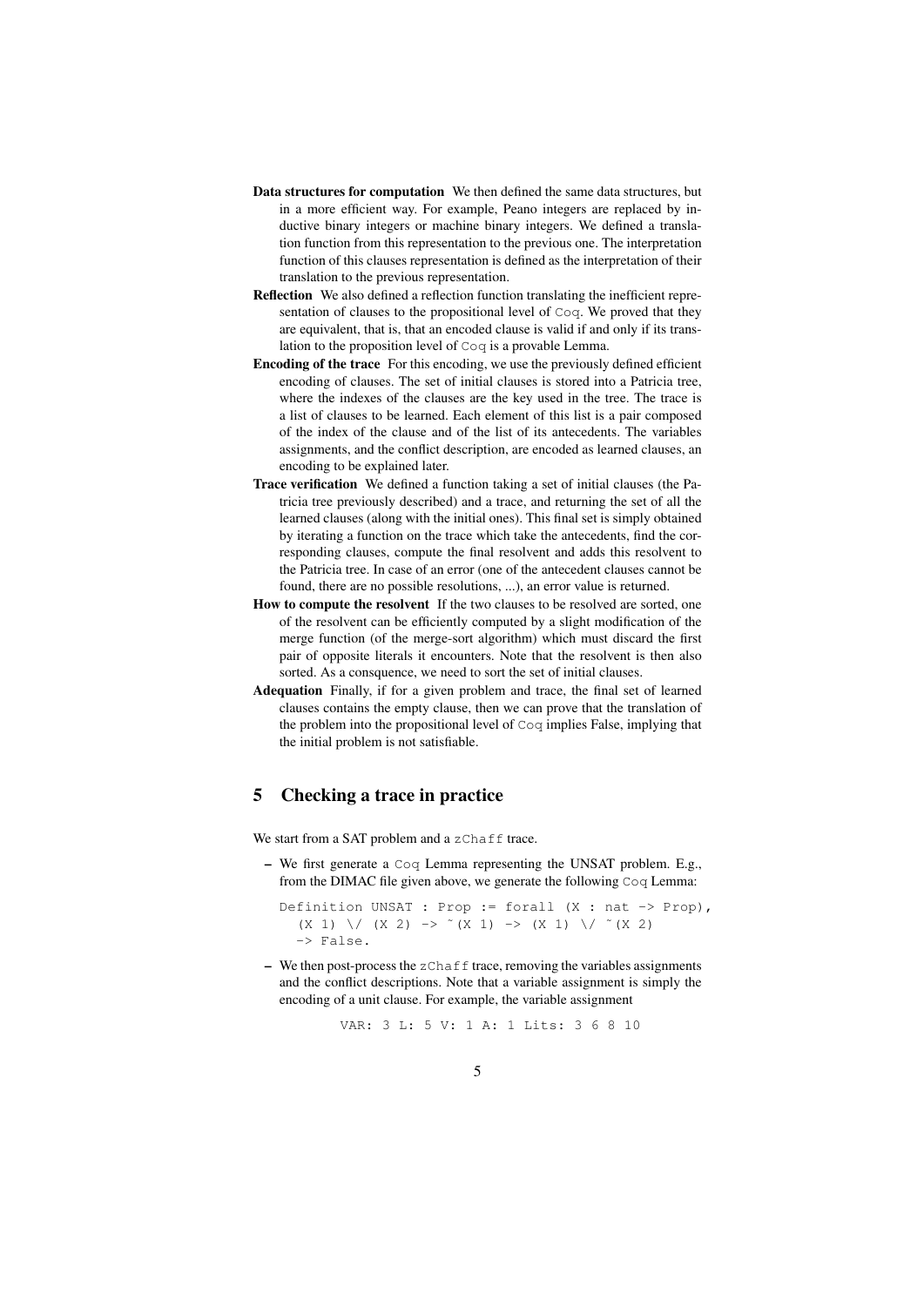- **Data structures for computation** We then defined the same data structures, but in a more efficient way. For example, Peano integers are replaced by inductive binary integers or machine binary integers. We defined a translation function from this representation to the previous one. The interpretation function of this clauses representation is defined as the interpretation of their translation to the previous representation.
- **Reflection** We also defined a reflection function translating the inefficient representation of clauses to the propositional level of `Coq`. We proved that they are equivalent, that is, that an encoded clause is valid if and only if its translation to the proposition level of `Coq` is a provable Lemma.
- **Encoding of the trace** For this encoding, we use the previously defined efficient encoding of clauses. The set of initial clauses is stored into a Patricia tree, where the indexes of the clauses are the key used in the tree. The trace is a list of clauses to be learned. Each element of this list is a pair composed of the index of the clause and of the list of its antecedents. The variables assignments, and the conflict description, are encoded as learned clauses, an encoding to be explained later.
- **Trace verification** We defined a function taking a set of initial clauses (the Patricia tree previously described) and a trace, and returning the set of all the learned clauses (along with the initial ones). This final set is simply obtained by iterating a function on the trace which take the antecedents, find the corresponding clauses, compute the final resolvent and adds this resolvent to the Patricia tree. In case of an error (one of the antecedent clauses cannot be found, there are no possible resolutions, ...), an error value is returned.
- **How to compute the resolvent** If the two clauses to be resolved are sorted, one of the resolvent can be efficiently computed by a slight modification of the merge function (of the merge-sort algorithm) which must discard the first pair of opposite literals it encounters. Note that the resolvent is then also sorted. As a consquence, we need to sort the set of initial clauses.
- **Adequation** Finally, if for a given problem and trace, the final set of learned clauses contains the empty clause, then we can prove that the translation of the problem into the propositional level of `Coq` implies False, implying that the initial problem is not satisfiable.

## 5 Checking a trace in practice

We start from a SAT problem and a `zChaff` trace.

- We first generate a `Coq` Lemma representing the UNSAT problem. E.g., from the DIMAC file given above, we generate the following `Coq` Lemma:

```
Definition UNSAT : Prop := forall (X : nat -> Prop),
  (X 1) \/ (X 2) -> ~(X 1) -> (X 1) \/ ~(X 2)
  -> False.
```

- We then post-process the `zChaff` trace, removing the variables assignments and the conflict descriptions. Note that a variable assignment is simply the encoding of a unit clause. For example, the variable assignment

```
VAR: 3 L: 5 V: 1 A: 1 Lits: 3 6 8 10
```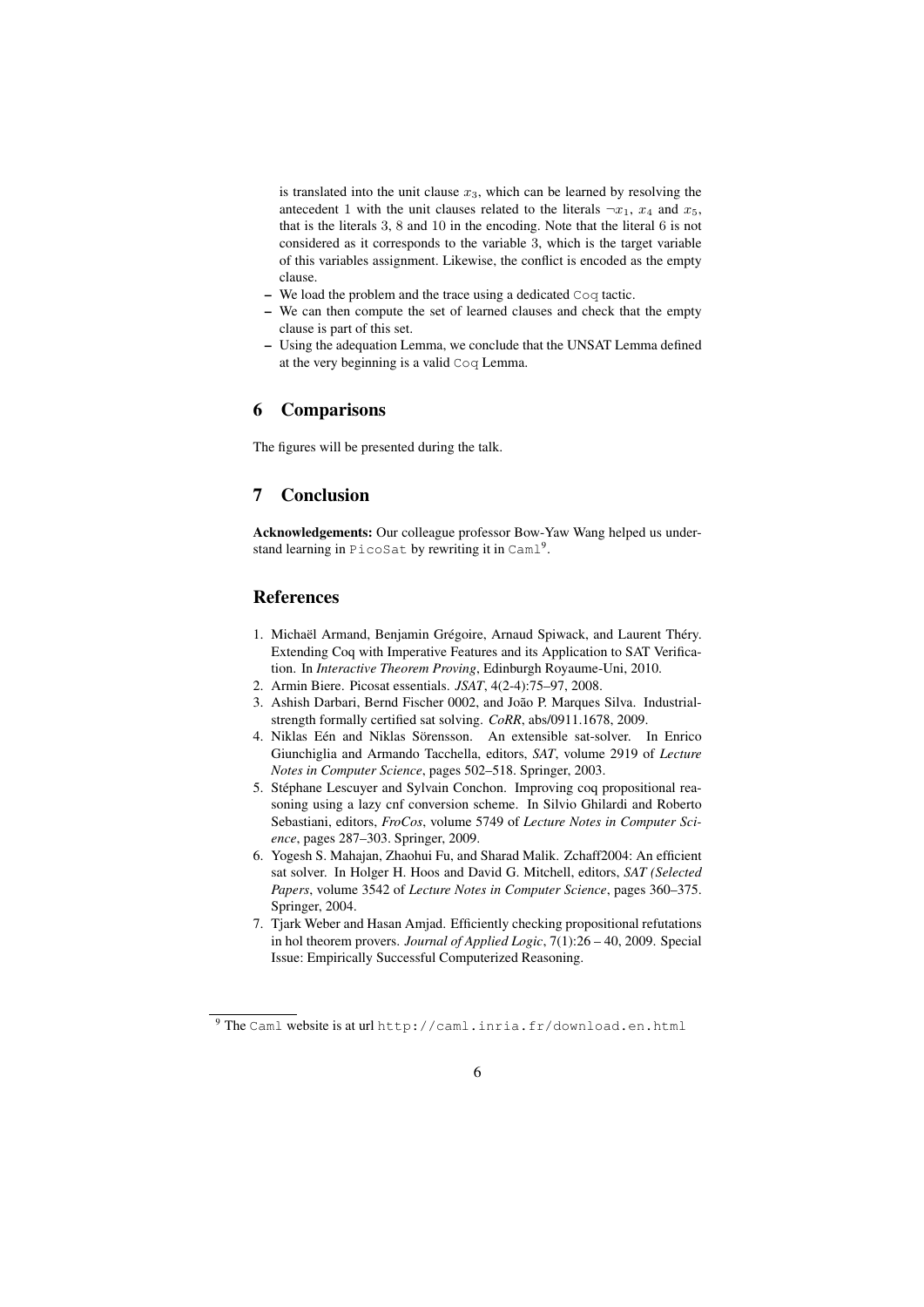is translated into the unit clause $x_3$, which can be learned by resolving the antecedent 1 with the unit clauses related to the literals $\neg x_1$, $x_4$ and $x_5$, that is the literals 3, 8 and 10 in the encoding. Note that the literal 6 is not considered as it corresponds to the variable 3, which is the target variable of this variables assignment. Likewise, the conflict is encoded as the empty clause.

– We load the problem and the trace using a dedicated `Coq` tactic.
– We can then compute the set of learned clauses and check that the empty clause is part of this set.
– Using the adequation Lemma, we conclude that the UNSAT Lemma defined at the very beginning is a valid `Coq` Lemma.

## 6 Comparisons

The figures will be presented during the talk.

## 7 Conclusion

**Acknowledgements:** Our colleague professor Bow-Yaw Wang helped us understand learning in `PicoSat` by rewriting it in `Caml`[9].

## References

1. Michaël Armand, Benjamin Grégoire, Arnaud Spiwack, and Laurent Théry. Extending Coq with Imperative Features and its Application to SAT Verification. In *Interactive Theorem Proving*, Edinburgh Royaume-Uni, 2010.
2. Armin Biere. Picosat essentials. *JSAT*, 4(2-4):75–97, 2008.
3. Ashish Darbari, Bernd Fischer 0002, and João P. Marques Silva. Industrial-strength formally certified sat solving. *CoRR*, abs/0911.1678, 2009.
4. Niklas Eén and Niklas Sörensson. An extensible sat-solver. In Enrico Giunchiglia and Armando Tacchella, editors, *SAT*, volume 2919 of *Lecture Notes in Computer Science*, pages 502–518. Springer, 2003.
5. Stéphane Lescuyer and Sylvain Conchon. Improving coq propositional reasoning using a lazy cnf conversion scheme. In Silvio Ghilardi and Roberto Sebastiani, editors, *FroCos*, volume 5749 of *Lecture Notes in Computer Science*, pages 287–303. Springer, 2009.
6. Yogesh S. Mahajan, Zhaohui Fu, and Sharad Malik. Zchaff2004: An efficient sat solver. In Holger H. Hoos and David G. Mitchell, editors, *SAT (Selected Papers*, volume 3542 of *Lecture Notes in Computer Science*, pages 360–375. Springer, 2004.
7. Tjark Weber and Hasan Amjad. Efficiently checking propositional refutations in hol theorem provers. *Journal of Applied Logic*, 7(1):26 – 40, 2009. Special Issue: Empirically Successful Computerized Reasoning.

[9] The `Caml` website is at url `http://caml.inria.fr/download.en.html`